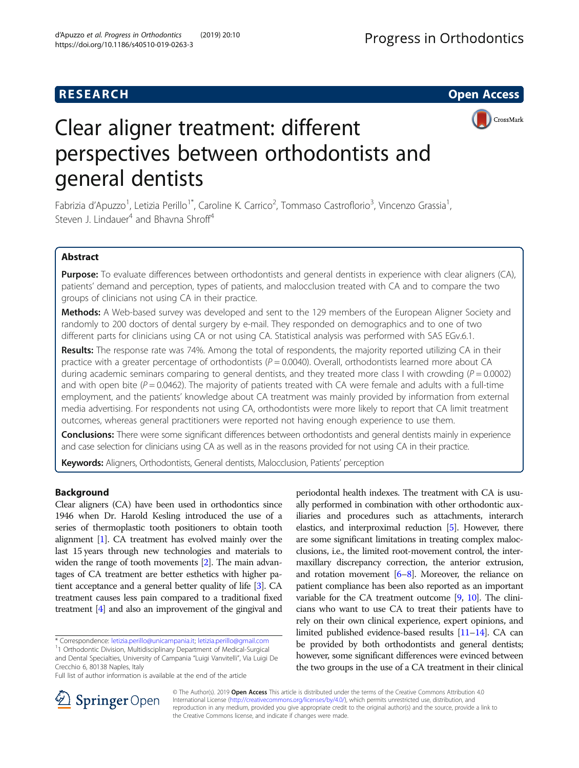RESEARCH

Open Access

# Clear aligner treatment: different perspectives between orthodontists and general dentists

Fabrizia d'Apuzzo[1], Letizia Perillo[1*], Caroline K. Carrico[2], Tommaso Castroflorio[3], Vincenzo Grassia[1], Steven J. Lindauer[4] and Bhavna Shroff[4]

## Abstract

**Purpose:** To evaluate differences between orthodontists and general dentists in experience with clear aligners (CA), patients' demand and perception, types of patients, and malocclusion treated with CA and to compare the two groups of clinicians not using CA in their practice.

**Methods:** A Web-based survey was developed and sent to the 129 members of the European Aligner Society and randomly to 200 doctors of dental surgery by e-mail. They responded on demographics and to one of two different parts for clinicians using CA or not using CA. Statistical analysis was performed with SAS EGv.6.1.

**Results:** The response rate was 74%. Among the total of respondents, the majority reported utilizing CA in their practice with a greater percentage of orthodontists ($P = 0.0040$). Overall, orthodontists learned more about CA during academic seminars comparing to general dentists, and they treated more class I with crowding ($P = 0.0002$) and with open bite ($P = 0.0462$). The majority of patients treated with CA were female and adults with a full-time employment, and the patients' knowledge about CA treatment was mainly provided by information from external media advertising. For respondents not using CA, orthodontists were more likely to report that CA limit treatment outcomes, whereas general practitioners were reported not having enough experience to use them.

**Conclusions:** There were some significant differences between orthodontists and general dentists mainly in experience and case selection for clinicians using CA as well as in the reasons provided for not using CA in their practice.

**Keywords:** Aligners, Orthodontists, General dentists, Malocclusion, Patients' perception

## Background

Clear aligners (CA) have been used in orthodontics since 1946 when Dr. Harold Kesling introduced the use of a series of thermoplastic tooth positioners to obtain tooth alignment [1]. CA treatment has evolved mainly over the last 15 years through new technologies and materials to widen the range of tooth movements [2]. The main advantages of CA treatment are better esthetics with higher patient acceptance and a general better quality of life [3]. CA treatment causes less pain compared to a traditional fixed treatment [4] and also an improvement of the gingival and periodontal health indexes. The treatment with CA is usually performed in combination with other orthodontic auxiliaries and procedures such as attachments, interarch elastics, and interproximal reduction [5]. However, there are some significant limitations in treating complex malocclusions, i.e., the limited root-movement control, the intermaxillary discrepancy correction, the anterior extrusion, and rotation movement [6–8]. Moreover, the reliance on patient compliance has been also reported as an important variable for the CA treatment outcome [9, 10]. The clinicians who want to use CA to treat their patients have to rely on their own clinical experience, expert opinions, and limited published evidence-based results [11–14]. CA can be provided by both orthodontists and general dentists; however, some significant differences were evinced between the two groups in the use of a CA treatment in their clinical

* Correspondence: letizia.perillo@unicampania.it; letizia.perillo@gmail.com
[1]1 Orthodontic Division, Multidisciplinary Department of Medical-Surgical and Dental Specialties, University of Campania "Luigi Vanvitelli", Via Luigi De Crecchio 6, 80138 Naples, Italy
Full list of author information is available at the end of the article

© The Author(s). 2019 **Open Access** This article is distributed under the terms of the Creative Commons Attribution 4.0 International License (http://creativecommons.org/licenses/by/4.0/), which permits unrestricted use, distribution, and reproduction in any medium, provided you give appropriate credit to the original author(s) and the source, provide a link to the Creative Commons license, and indicate if changes were made.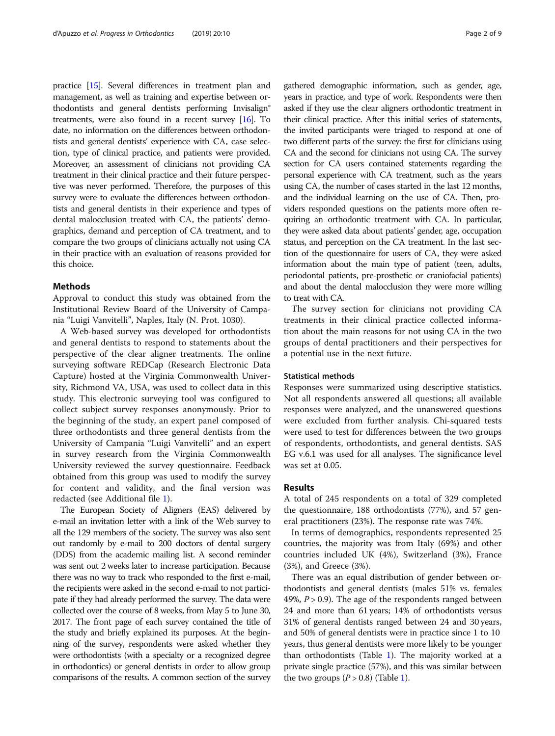practice [15]. Several differences in treatment plan and management, as well as training and expertise between orthodontists and general dentists performing Invisalign® treatments, were also found in a recent survey [16]. To date, no information on the differences between orthodontists and general dentists' experience with CA, case selection, type of clinical practice, and patients were provided. Moreover, an assessment of clinicians not providing CA treatment in their clinical practice and their future perspective was never performed. Therefore, the purposes of this survey were to evaluate the differences between orthodontists and general dentists in their experience and types of dental malocclusion treated with CA, the patients' demographics, demand and perception of CA treatment, and to compare the two groups of clinicians actually not using CA in their practice with an evaluation of reasons provided for this choice.

## Methods

Approval to conduct this study was obtained from the Institutional Review Board of the University of Campania "Luigi Vanvitelli", Naples, Italy (N. Prot. 1030).

A Web-based survey was developed for orthodontists and general dentists to respond to statements about the perspective of the clear aligner treatments. The online surveying software REDCap (Research Electronic Data Capture) hosted at the Virginia Commonwealth University, Richmond VA, USA, was used to collect data in this study. This electronic surveying tool was configured to collect subject survey responses anonymously. Prior to the beginning of the study, an expert panel composed of three orthodontists and three general dentists from the University of Campania "Luigi Vanvitelli" and an expert in survey research from the Virginia Commonwealth University reviewed the survey questionnaire. Feedback obtained from this group was used to modify the survey for content and validity, and the final version was redacted (see Additional file 1).

The European Society of Aligners (EAS) delivered by e-mail an invitation letter with a link of the Web survey to all the 129 members of the society. The survey was also sent out randomly by e-mail to 200 doctors of dental surgery (DDS) from the academic mailing list. A second reminder was sent out 2 weeks later to increase participation. Because there was no way to track who responded to the first e-mail, the recipients were asked in the second e-mail to not participate if they had already performed the survey. The data were collected over the course of 8 weeks, from May 5 to June 30, 2017. The front page of each survey contained the title of the study and briefly explained its purposes. At the beginning of the survey, respondents were asked whether they were orthodontists (with a specialty or a recognized degree in orthodontics) or general dentists in order to allow group comparisons of the results. A common section of the survey gathered demographic information, such as gender, age, years in practice, and type of work. Respondents were then asked if they use the clear aligners orthodontic treatment in their clinical practice. After this initial series of statements, the invited participants were triaged to respond at one of two different parts of the survey: the first for clinicians using CA and the second for clinicians not using CA. The survey section for CA users contained statements regarding the personal experience with CA treatment, such as the years using CA, the number of cases started in the last 12 months, and the individual learning on the use of CA. Then, providers responded questions on the patients more often requiring an orthodontic treatment with CA. In particular, they were asked data about patients' gender, age, occupation status, and perception on the CA treatment. In the last section of the questionnaire for users of CA, they were asked information about the main type of patient (teen, adults, periodontal patients, pre-prosthetic or craniofacial patients) and about the dental malocclusion they were more willing to treat with CA.

The survey section for clinicians not providing CA treatments in their clinical practice collected information about the main reasons for not using CA in the two groups of dental practitioners and their perspectives for a potential use in the next future.

### Statistical methods

Responses were summarized using descriptive statistics. Not all respondents answered all questions; all available responses were analyzed, and the unanswered questions were excluded from further analysis. Chi-squared tests were used to test for differences between the two groups of respondents, orthodontists, and general dentists. SAS EG v.6.1 was used for all analyses. The significance level was set at 0.05.

## Results

A total of 245 respondents on a total of 329 completed the questionnaire, 188 orthodontists (77%), and 57 general practitioners (23%). The response rate was 74%.

In terms of demographics, respondents represented 25 countries, the majority was from Italy (69%) and other countries included UK (4%), Switzerland (3%), France (3%), and Greece (3%).

There was an equal distribution of gender between orthodontists and general dentists (males 51% vs. females 49%, $P > 0.9$). The age of the respondents ranged between 24 and more than 61 years; 14% of orthodontists versus 31% of general dentists ranged between 24 and 30 years, and 50% of general dentists were in practice since 1 to 10 years, thus general dentists were more likely to be younger than orthodontists (Table 1). The majority worked at a private single practice (57%), and this was similar between the two groups ($P > 0.8$) (Table 1).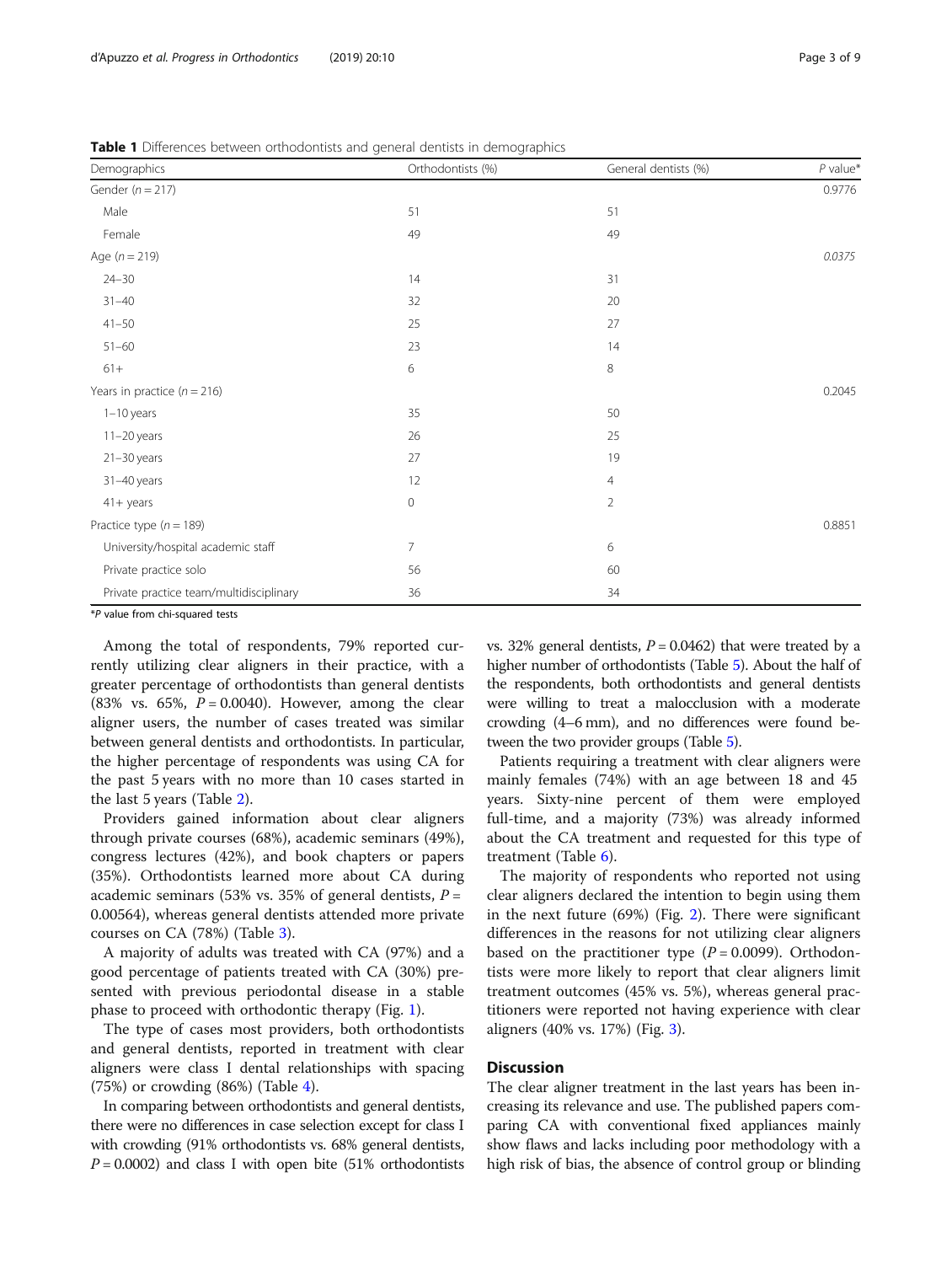**Table 1** Differences between orthodontists and general dentists in demographics

| Demographics | Orthodontists (%) | General dentists (%) | *P* value* |
|---|---|---|---|
| Gender (*n* = 217) | | | 0.9776 |
| Male | 51 | 51 | |
| Female | 49 | 49 | |
| Age (*n* = 219) | | | *0.0375* |
| 24–30 | 14 | 31 | |
| 31–40 | 32 | 20 | |
| 41–50 | 25 | 27 | |
| 51–60 | 23 | 14 | |
| 61+ | 6 | 8 | |
| Years in practice (*n* = 216) | | | 0.2045 |
| 1–10 years | 35 | 50 | |
| 11–20 years | 26 | 25 | |
| 21–30 years | 27 | 19 | |
| 31–40 years | 12 | 4 | |
| 41+ years | 0 | 2 | |
| Practice type (*n* = 189) | | | 0.8851 |
| University/hospital academic staff | 7 | 6 | |
| Private practice solo | 56 | 60 | |
| Private practice team/multidisciplinary | 36 | 34 | |

**P* value from chi-squared tests

Among the total of respondents, 79% reported currently utilizing clear aligners in their practice, with a greater percentage of orthodontists than general dentists (83% vs. 65%, $P = 0.0040$). However, among the clear aligner users, the number of cases treated was similar between general dentists and orthodontists. In particular, the higher percentage of respondents was using CA for the past 5 years with no more than 10 cases started in the last 5 years (Table 2).

Providers gained information about clear aligners through private courses (68%), academic seminars (49%), congress lectures (42%), and book chapters or papers (35%). Orthodontists learned more about CA during academic seminars (53% vs. 35% of general dentists, $P = 0.00564$), whereas general dentists attended more private courses on CA (78%) (Table 3).

A majority of adults was treated with CA (97%) and a good percentage of patients treated with CA (30%) presented with previous periodontal disease in a stable phase to proceed with orthodontic therapy (Fig. 1).

The type of cases most providers, both orthodontists and general dentists, reported in treatment with clear aligners were class I dental relationships with spacing (75%) or crowding (86%) (Table 4).

In comparing between orthodontists and general dentists, there were no differences in case selection except for class I with crowding (91% orthodontists vs. 68% general dentists, $P = 0.0002$) and class I with open bite (51% orthodontists vs. 32% general dentists, $P = 0.0462$) that were treated by a higher number of orthodontists (Table 5). About the half of the respondents, both orthodontists and general dentists were willing to treat a malocclusion with a moderate crowding (4–6 mm), and no differences were found between the two provider groups (Table 5).

Patients requiring a treatment with clear aligners were mainly females (74%) with an age between 18 and 45 years. Sixty-nine percent of them were employed full-time, and a majority (73%) was already informed about the CA treatment and requested for this type of treatment (Table 6).

The majority of respondents who reported not using clear aligners declared the intention to begin using them in the next future (69%) (Fig. 2). There were significant differences in the reasons for not utilizing clear aligners based on the practitioner type ($P = 0.0099$). Orthodontists were more likely to report that clear aligners limit treatment outcomes (45% vs. 5%), whereas general practitioners were reported not having experience with clear aligners (40% vs. 17%) (Fig. 3).

## Discussion

The clear aligner treatment in the last years has been increasing its relevance and use. The published papers comparing CA with conventional fixed appliances mainly show flaws and lacks including poor methodology with a high risk of bias, the absence of control group or blinding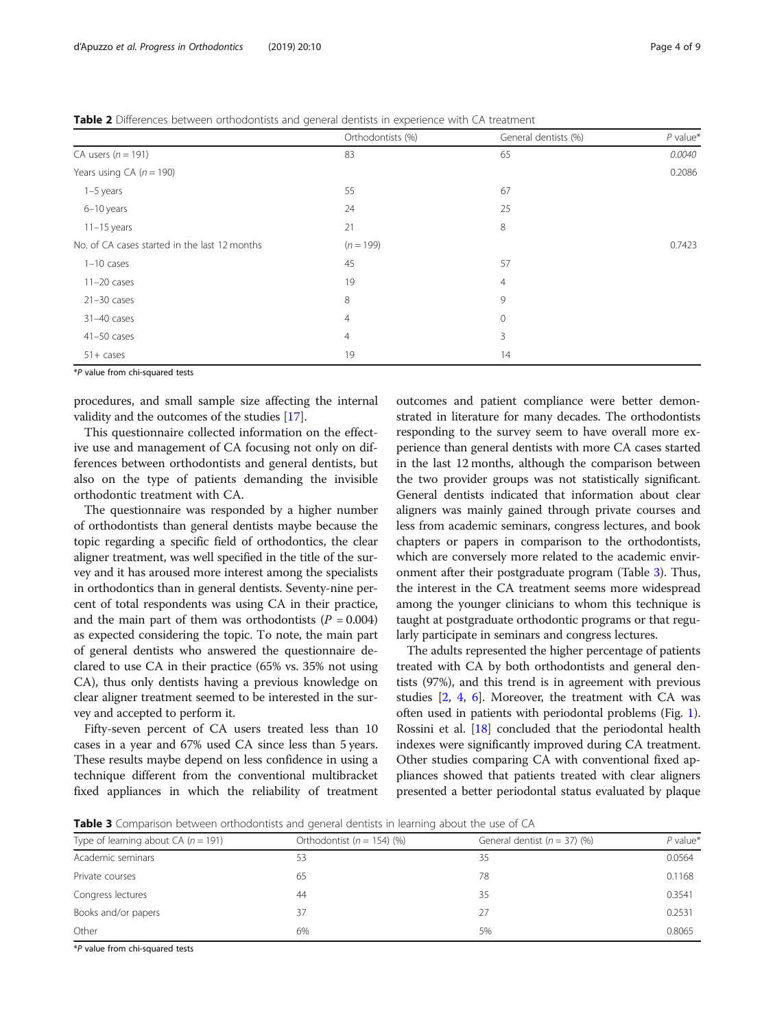**Table 2** Differences between orthodontists and general dentists in experience with CA treatment

| | Orthodontists (%) | General dentists (%) | *P* value* |
|---|---|---|---|
| CA users ($n = 191$) | 83 | 65 | *0.0040* |
| Years using CA ($n = 190$) | | | 0.2086 |
| 1–5 years | 55 | 67 | |
| 6–10 years | 24 | 25 | |
| 11–15 years | 21 | 8 | |
| No. of CA cases started in the last 12 months | ($n = 199$) | | 0.7423 |
| 1–10 cases | 45 | 57 | |
| 11–20 cases | 19 | 4 | |
| 21–30 cases | 8 | 9 | |
| 31–40 cases | 4 | 0 | |
| 41–50 cases | 4 | 3 | |
| 51+ cases | 19 | 14 | |

**P* value from chi-squared tests

procedures, and small sample size affecting the internal validity and the outcomes of the studies [17].

This questionnaire collected information on the effective use and management of CA focusing not only on differences between orthodontists and general dentists, but also on the type of patients demanding the invisible orthodontic treatment with CA.

The questionnaire was responded by a higher number of orthodontists than general dentists maybe because the topic regarding a specific field of orthodontics, the clear aligner treatment, was well specified in the title of the survey and it has aroused more interest among the specialists in orthodontics than in general dentists. Seventy-nine percent of total respondents was using CA in their practice, and the main part of them was orthodontists ($P = 0.004$) as expected considering the topic. To note, the main part of general dentists who answered the questionnaire declared to use CA in their practice (65% vs. 35% not using CA), thus only dentists having a previous knowledge on clear aligner treatment seemed to be interested in the survey and accepted to perform it.

Fifty-seven percent of CA users treated less than 10 cases in a year and 67% used CA since less than 5 years. These results maybe depend on less confidence in using a technique different from the conventional multibracket fixed appliances in which the reliability of treatment outcomes and patient compliance were better demonstrated in literature for many decades. The orthodontists responding to the survey seem to have overall more experience than general dentists with more CA cases started in the last 12 months, although the comparison between the two provider groups was not statistically significant. General dentists indicated that information about clear aligners was mainly gained through private courses and less from academic seminars, congress lectures, and book chapters or papers in comparison to the orthodontists, which are conversely more related to the academic environment after their postgraduate program (Table 3). Thus, the interest in the CA treatment seems more widespread among the younger clinicians to whom this technique is taught at postgraduate orthodontic programs or that regularly participate in seminars and congress lectures.

The adults represented the higher percentage of patients treated with CA by both orthodontists and general dentists (97%), and this trend is in agreement with previous studies [2, 4, 6]. Moreover, the treatment with CA was often used in patients with periodontal problems (Fig. 1). Rossini et al. [18] concluded that the periodontal health indexes were significantly improved during CA treatment. Other studies comparing CA with conventional fixed appliances showed that patients treated with clear aligners presented a better periodontal status evaluated by plaque

**Table 3** Comparison between orthodontists and general dentists in learning about the use of CA

| Type of learning about CA ($n = 191$) | Orthodontist ($n = 154$) (%) | General dentist ($n = 37$) (%) | *P* value* |
|---|---|---|---|
| Academic seminars | 53 | 35 | 0.0564 |
| Private courses | 65 | 78 | 0.1168 |
| Congress lectures | 44 | 35 | 0.3541 |
| Books and/or papers | 37 | 27 | 0.2531 |
| Other | 6% | 5% | 0.8065 |

**P* value from chi-squared tests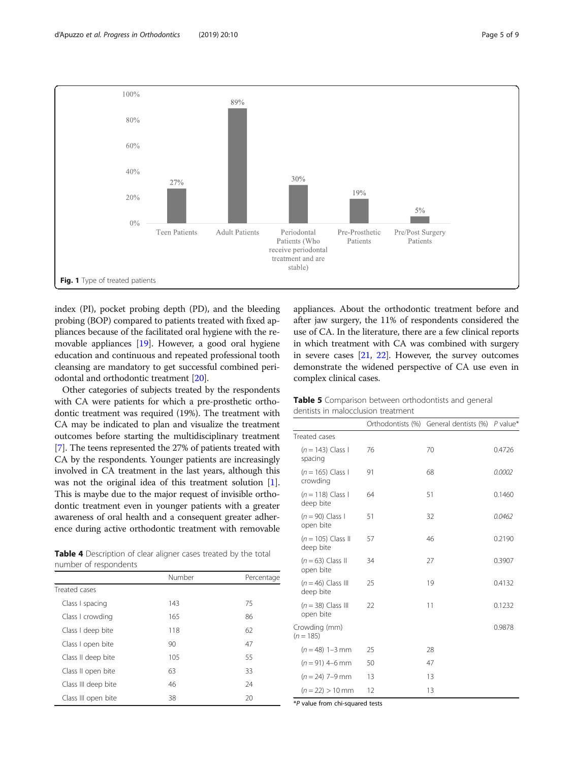Fig. 1 Type of treated patients

index (PI), pocket probing depth (PD), and the bleeding probing (BOP) compared to patients treated with fixed appliances because of the facilitated oral hygiene with the removable appliances [19]. However, a good oral hygiene education and continuous and repeated professional tooth cleansing are mandatory to get successful combined periodontal and orthodontic treatment [20].

Other categories of subjects treated by the respondents with CA were patients for which a pre-prosthetic orthodontic treatment was required (19%). The treatment with CA may be indicated to plan and visualize the treatment outcomes before starting the multidisciplinary treatment [7]. The teens represented the 27% of patients treated with CA by the respondents. Younger patients are increasingly involved in CA treatment in the last years, although this was not the original idea of this treatment solution [1]. This is maybe due to the major request of invisible orthodontic treatment even in younger patients with a greater awareness of oral health and a consequent greater adherence during active orthodontic treatment with removable appliances. About the orthodontic treatment before and after jaw surgery, the 11% of respondents considered the use of CA. In the literature, there are a few clinical reports in which treatment with CA was combined with surgery in severe cases [21, 22]. However, the survey outcomes demonstrate the widened perspective of CA use even in complex clinical cases.

**Table 4** Description of clear aligner cases treated by the total number of respondents

| | Number | Percentage |
|---|---|---|
| Treated cases | | |
| Class I spacing | 143 | 75 |
| Class I crowding | 165 | 86 |
| Class I deep bite | 118 | 62 |
| Class I open bite | 90 | 47 |
| Class II deep bite | 105 | 55 |
| Class II open bite | 63 | 33 |
| Class III deep bite | 46 | 24 |
| Class III open bite | 38 | 20 |

**Table 5** Comparison between orthodontists and general dentists in malocclusion treatment

| | Orthodontists (%) | General dentists (%) | *P* value* |
|---|---|---|---|
| Treated cases | | | |
| (*n* = 143) Class I spacing | 76 | 70 | 0.4726 |
| (*n* = 165) Class I crowding | 91 | 68 | *0.0002* |
| (*n* = 118) Class I deep bite | 64 | 51 | 0.1460 |
| (*n* = 90) Class I open bite | 51 | 32 | *0.0462* |
| (*n* = 105) Class II deep bite | 57 | 46 | 0.2190 |
| (*n* = 63) Class II open bite | 34 | 27 | 0.3907 |
| (*n* = 46) Class III deep bite | 25 | 19 | 0.4132 |
| (*n* = 38) Class III open bite | 22 | 11 | 0.1232 |
| Crowding (mm) (*n* = 185) | | | 0.9878 |
| (*n* = 48) 1–3 mm | 25 | 28 | |
| (*n* = 91) 4–6 mm | 50 | 47 | |
| (*n* = 24) 7–9 mm | 13 | 13 | |
| (*n* = 22) > 10 mm | 12 | 13 | |

*$P$ value from chi-squared tests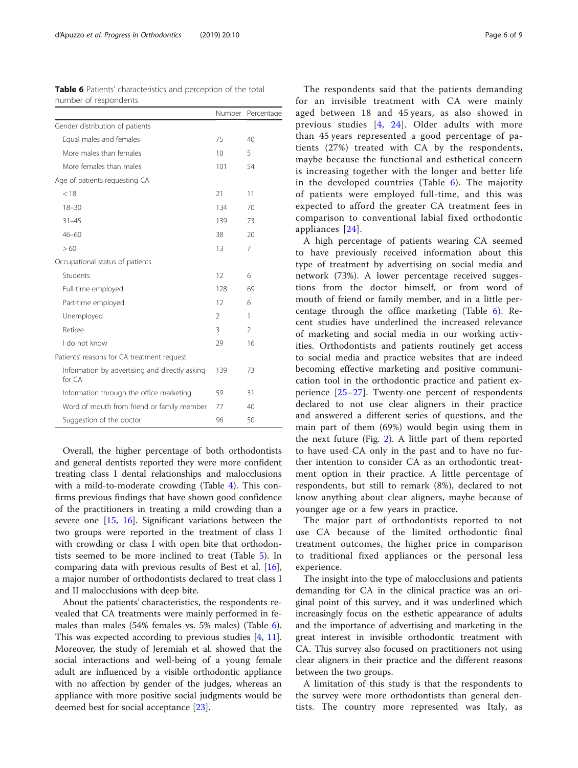**Table 6** Patients' characteristics and perception of the total number of respondents

| | Number | Percentage |
|---|---|---|
| Gender distribution of patients | | |
| Equal males and females | 75 | 40 |
| More males than females | 10 | 5 |
| More females than males | 101 | 54 |
| Age of patients requesting CA | | |
| < 18 | 21 | 11 |
| 18–30 | 134 | 70 |
| 31–45 | 139 | 73 |
| 46–60 | 38 | 20 |
| > 60 | 13 | 7 |
| Occupational status of patients | | |
| Students | 12 | 6 |
| Full-time employed | 128 | 69 |
| Part-time employed | 12 | 6 |
| Unemployed | 2 | 1 |
| Retiree | 3 | 2 |
| I do not know | 29 | 16 |
| Patients' reasons for CA treatment request | | |
| Information by advertising and directly asking for CA | 139 | 73 |
| Information through the office marketing | 59 | 31 |
| Word of mouth from friend or family member | 77 | 40 |
| Suggestion of the doctor | 96 | 50 |

Overall, the higher percentage of both orthodontists and general dentists reported they were more confident treating class I dental relationships and malocclusions with a mild-to-moderate crowding (Table 4). This confirms previous findings that have shown good confidence of the practitioners in treating a mild crowding than a severe one [15, 16]. Significant variations between the two groups were reported in the treatment of class I with crowding or class I with open bite that orthodontists seemed to be more inclined to treat (Table 5). In comparing data with previous results of Best et al. [16], a major number of orthodontists declared to treat class I and II malocclusions with deep bite.

About the patients' characteristics, the respondents revealed that CA treatments were mainly performed in females than males (54% females vs. 5% males) (Table 6). This was expected according to previous studies [4, 11]. Moreover, the study of Jeremiah et al. showed that the social interactions and well-being of a young female adult are influenced by a visible orthodontic appliance with no affection by gender of the judges, whereas an appliance with more positive social judgments would be deemed best for social acceptance [23].

The respondents said that the patients demanding for an invisible treatment with CA were mainly aged between 18 and 45 years, as also showed in previous studies [4, 24]. Older adults with more than 45 years represented a good percentage of patients (27%) treated with CA by the respondents, maybe because the functional and esthetical concern is increasing together with the longer and better life in the developed countries (Table 6). The majority of patients were employed full-time, and this was expected to afford the greater CA treatment fees in comparison to conventional labial fixed orthodontic appliances [24].

A high percentage of patients wearing CA seemed to have previously received information about this type of treatment by advertising on social media and network (73%). A lower percentage received suggestions from the doctor himself, or from word of mouth of friend or family member, and in a little percentage through the office marketing (Table 6). Recent studies have underlined the increased relevance of marketing and social media in our working activities. Orthodontists and patients routinely get access to social media and practice websites that are indeed becoming effective marketing and positive communication tool in the orthodontic practice and patient experience [25–27]. Twenty-one percent of respondents declared to not use clear aligners in their practice and answered a different series of questions, and the main part of them (69%) would begin using them in the next future (Fig. 2). A little part of them reported to have used CA only in the past and to have no further intention to consider CA as an orthodontic treatment option in their practice. A little percentage of respondents, but still to remark (8%), declared to not know anything about clear aligners, maybe because of younger age or a few years in practice.

The major part of orthodontists reported to not use CA because of the limited orthodontic final treatment outcomes, the higher price in comparison to traditional fixed appliances or the personal less experience.

The insight into the type of malocclusions and patients demanding for CA in the clinical practice was an original point of this survey, and it was underlined which increasingly focus on the esthetic appearance of adults and the importance of advertising and marketing in the great interest in invisible orthodontic treatment with CA. This survey also focused on practitioners not using clear aligners in their practice and the different reasons between the two groups.

A limitation of this study is that the respondents to the survey were more orthodontists than general dentists. The country more represented was Italy, as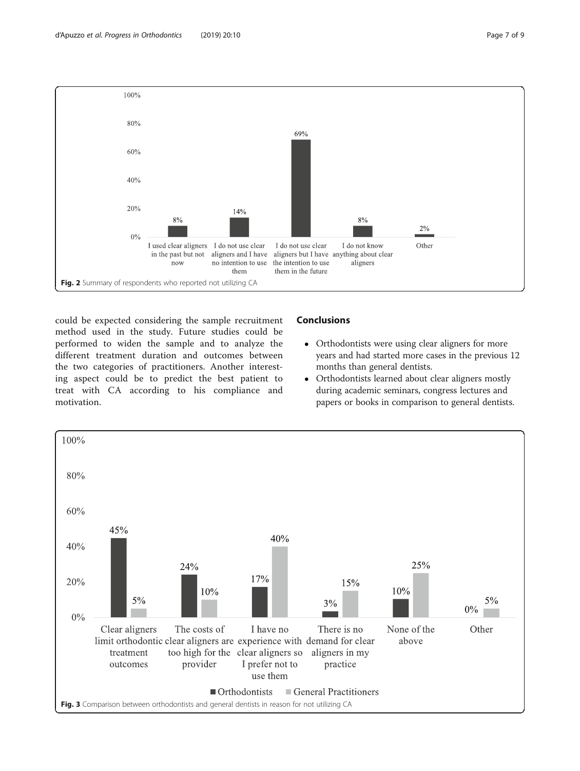Fig. 2 Summary of respondents who reported not utilizing CA

could be expected considering the sample recruitment method used in the study. Future studies could be performed to widen the sample and to analyze the different treatment duration and outcomes between the two categories of practitioners. Another interesting aspect could be to predict the best patient to treat with CA according to his compliance and motivation.

## Conclusions

- Orthodontists were using clear aligners for more years and had started more cases in the previous 12 months than general dentists.
- Orthodontists learned about clear aligners mostly during academic seminars, congress lectures and papers or books in comparison to general dentists.

Fig. 3 Comparison between orthodontists and general dentists in reason for not utilizing CA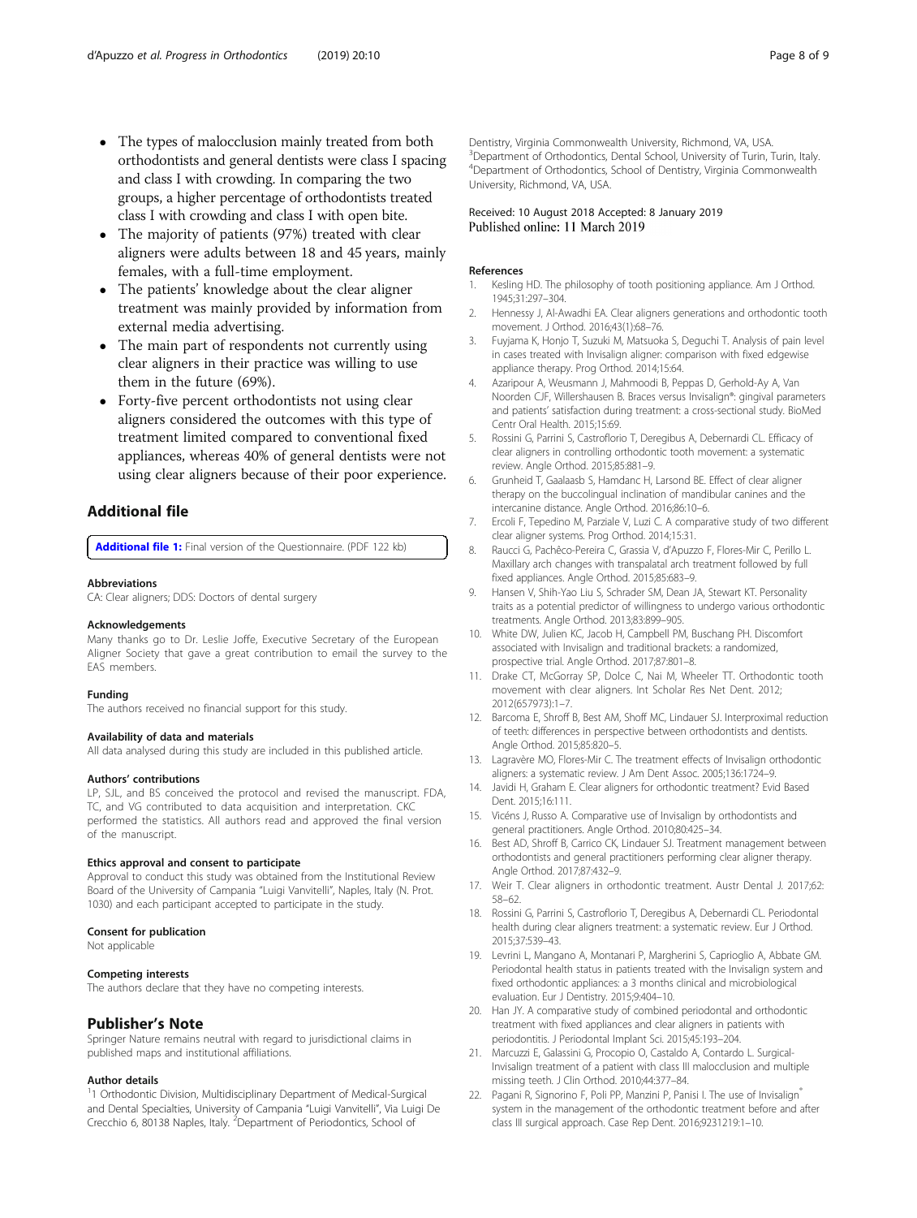- The types of malocclusion mainly treated from both orthodontists and general dentists were class I spacing and class I with crowding. In comparing the two groups, a higher percentage of orthodontists treated class I with crowding and class I with open bite.
- The majority of patients (97%) treated with clear aligners were adults between 18 and 45 years, mainly females, with a full-time employment.
- The patients' knowledge about the clear aligner treatment was mainly provided by information from external media advertising.
- The main part of respondents not currently using clear aligners in their practice was willing to use them in the future (69%).
- Forty-five percent orthodontists not using clear aligners considered the outcomes with this type of treatment limited compared to conventional fixed appliances, whereas 40% of general dentists were not using clear aligners because of their poor experience.

## Additional file

**Additional file 1:** Final version of the Questionnaire. (PDF 122 kb)

#### Abbreviations

CA: Clear aligners; DDS: Doctors of dental surgery

#### Acknowledgements

Many thanks go to Dr. Leslie Joffe, Executive Secretary of the European Aligner Society that gave a great contribution to email the survey to the EAS members.

#### Funding

The authors received no financial support for this study.

#### Availability of data and materials

All data analysed during this study are included in this published article.

#### Authors' contributions

LP, SJL, and BS conceived the protocol and revised the manuscript. FDA, TC, and VG contributed to data acquisition and interpretation. CKC performed the statistics. All authors read and approved the final version of the manuscript.

#### Ethics approval and consent to participate

Approval to conduct this study was obtained from the Institutional Review Board of the University of Campania "Luigi Vanvitelli", Naples, Italy (N. Prot. 1030) and each participant accepted to participate in the study.

#### Consent for publication

Not applicable

#### Competing interests

The authors declare that they have no competing interests.

## Publisher's Note

Springer Nature remains neutral with regard to jurisdictional claims in published maps and institutional affiliations.

#### Author details

[1]1 Orthodontic Division, Multidisciplinary Department of Medical-Surgical and Dental Specialties, University of Campania "Luigi Vanvitelli", Via Luigi De Crecchio 6, 80138 Naples, Italy. [2]Department of Periodontics, School of Dentistry, Virginia Commonwealth University, Richmond, VA, USA. [3]Department of Orthodontics, Dental School, University of Turin, Turin, Italy. [4]Department of Orthodontics, School of Dentistry, Virginia Commonwealth University, Richmond, VA, USA.

Received: 10 August 2018 Accepted: 8 January 2019
Published online: 11 March 2019

#### References

1. Kesling HD. The philosophy of tooth positioning appliance. Am J Orthod. 1945;31:297–304.
2. Hennessy J, Al-Awadhi EA. Clear aligners generations and orthodontic tooth movement. J Orthod. 2016;43(1):68–76.
3. Fuyjama K, Honjo T, Suzuki M, Matsuoka S, Deguchi T. Analysis of pain level in cases treated with Invisalign aligner: comparison with fixed edgewise appliance therapy. Prog Orthod. 2014;15:64.
4. Azaripour A, Weusmann J, Mahmoodi B, Peppas D, Gerhold-Ay A, Van Noorden CJF, Willershausen B. Braces versus Invisalign®: gingival parameters and patients' satisfaction during treatment: a cross-sectional study. BioMed Centr Oral Health. 2015;15:69.
5. Rossini G, Parrini S, Castroflorio T, Deregibus A, Debernardi CL. Efficacy of clear aligners in controlling orthodontic tooth movement: a systematic review. Angle Orthod. 2015;85:881–9.
6. Grunheid T, Gaalaasb S, Hamdanc H, Larsond BE. Effect of clear aligner therapy on the buccolingual inclination of mandibular canines and the intercanine distance. Angle Orthod. 2016;86:10–6.
7. Ercoli F, Tepedino M, Parziale V, Luzi C. A comparative study of two different clear aligner systems. Prog Orthod. 2014;15:31.
8. Raucci G, Pachêco-Pereira C, Grassia V, d'Apuzzo F, Flores-Mir C, Perillo L. Maxillary arch changes with transpalatal arch treatment followed by full fixed appliances. Angle Orthod. 2015;85:683–9.
9. Hansen V, Shih-Yao Liu S, Schrader SM, Dean JA, Stewart KT. Personality traits as a potential predictor of willingness to undergo various orthodontic treatments. Angle Orthod. 2013;83:899–905.
10. White DW, Julien KC, Jacob H, Campbell PM, Buschang PH. Discomfort associated with Invisalign and traditional brackets: a randomized, prospective trial. Angle Orthod. 2017;87:801–8.
11. Drake CT, McGorray SP, Dolce C, Nai M, Wheeler TT. Orthodontic tooth movement with clear aligners. Int Scholar Res Net Dent. 2012; 2012(657973):1–7.
12. Barcoma E, Shroff B, Best AM, Shoff MC, Lindauer SJ. Interproximal reduction of teeth: differences in perspective between orthodontists and dentists. Angle Orthod. 2015;85:820–5.
13. Lagravère MO, Flores-Mir C. The treatment effects of Invisalign orthodontic aligners: a systematic review. J Am Dent Assoc. 2005;136:1724–9.
14. Javidi H, Graham E. Clear aligners for orthodontic treatment? Evid Based Dent. 2015;16:111.
15. Vicéns J, Russo A. Comparative use of Invisalign by orthodontists and general practitioners. Angle Orthod. 2010;80:425–34.
16. Best AD, Shroff B, Carrico CK, Lindauer SJ. Treatment management between orthodontists and general practitioners performing clear aligner therapy. Angle Orthod. 2017;87:432–9.
17. Weir T. Clear aligners in orthodontic treatment. Austr Dental J. 2017;62: 58–62.
18. Rossini G, Parrini S, Castroflorio T, Deregibus A, Debernardi CL. Periodontal health during clear aligners treatment: a systematic review. Eur J Orthod. 2015;37:539–43.
19. Levrini L, Mangano A, Montanari P, Margherini S, Caprioglio A, Abbate GM. Periodontal health status in patients treated with the Invisalign system and fixed orthodontic appliances: a 3 months clinical and microbiological evaluation. Eur J Dentistry. 2015;9:404–10.
20. Han JY. A comparative study of combined periodontal and orthodontic treatment with fixed appliances and clear aligners in patients with periodontitis. J Periodontal Implant Sci. 2015;45:193–204.
21. Marcuzzi E, Galassini G, Procopio O, Castaldo A, Contardo L. Surgical-Invisalign treatment of a patient with class III malocclusion and multiple missing teeth. J Clin Orthod. 2010;44:377–84.
22. Pagani R, Signorino F, Poli PP, Manzini P, Panisi I. The use of Invisalign® system in the management of the orthodontic treatment before and after class III surgical approach. Case Rep Dent. 2016;9231219:1–10.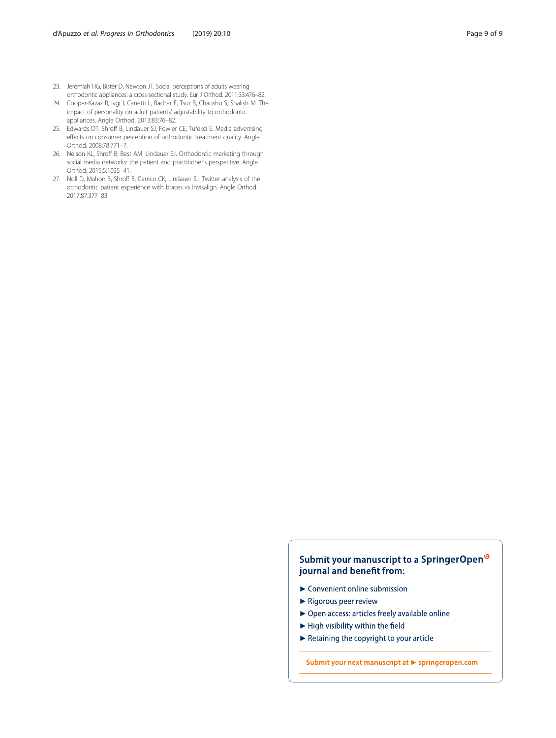23. Jeremiah HG, Bister D, Newton JT. Social perceptions of adults wearing orthodontic appliances: a cross-sectional study. Eur J Orthod. 2011;33:476–82.
24. Cooper-Kazaz R, Ivgi I, Canetti L, Bachar E, Tsur B, Chaushu S, Shalish M. The impact of personality on adult patients' adjustability to orthodontic appliances. Angle Orthod. 2013;83:76–82.
25. Edwards DT, Shroff B, Lindauer SJ, Fowler CE, Tufekci E. Media advertising effects on consumer perception of orthodontic treatment quality. Angle Orthod. 2008;78:771–7.
26. Nelson KL, Shroff B, Best AM, Lindauer SJ. Orthodontic marketing through social media networks: the patient and practitioner's perspective. Angle Orthod. 2015;5:1035–41.
27. Noll D, Mahon B, Shroff B, Carrico CK, Lindauer SJ. Twitter analysis of the orthodontic patient experience with braces vs Invisalign. Angle Orthod. 2017;87:377–83.

**Submit your manuscript to a SpringerOpen journal and benefit from:**

- ► Convenient online submission
- ► Rigorous peer review
- ► Open access: articles freely available online
- ► High visibility within the field
- ► Retaining the copyright to your article

**Submit your next manuscript at ► springeropen.com**